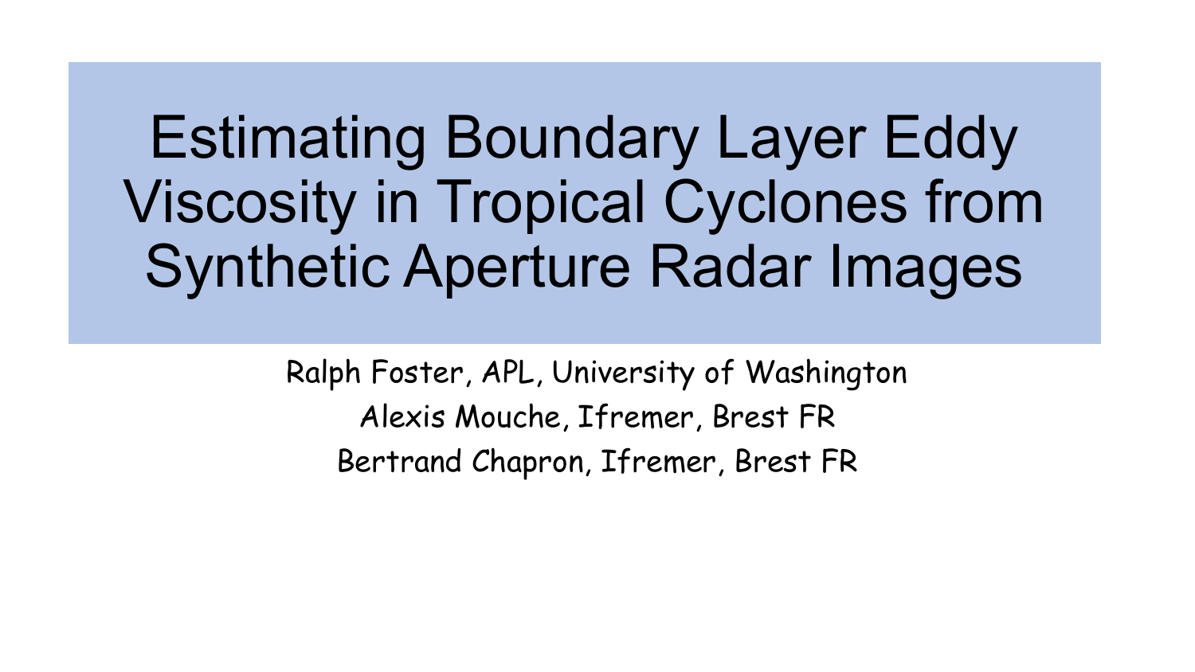# Estimating Boundary Layer Eddy Viscosity in Tropical Cyclones from Synthetic Aperture Radar Images

Ralph Foster, APL, University of Washington

Alexis Mouche, Ifremer, Brest FR

Bertrand Chapron, Ifremer, Brest FR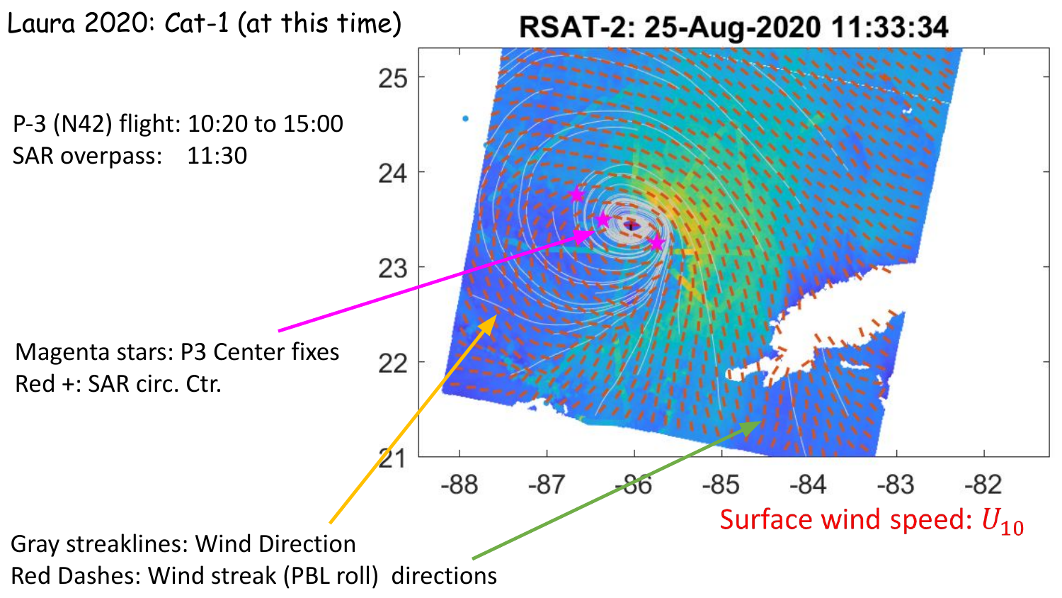Laura 2020: Cat-1 (at this time)

P-3 (N42) flight: 10:20 to 15:00

SAR overpass: 11:30

**RSAT-2: 25-Aug-2020 11:33:34**

Magenta stars: P3 Center fixes

Red +: SAR circ. Ctr.

Gray streaklines: Wind Direction

Red Dashes: Wind streak (PBL roll) directions

Surface wind speed: $U_{10}$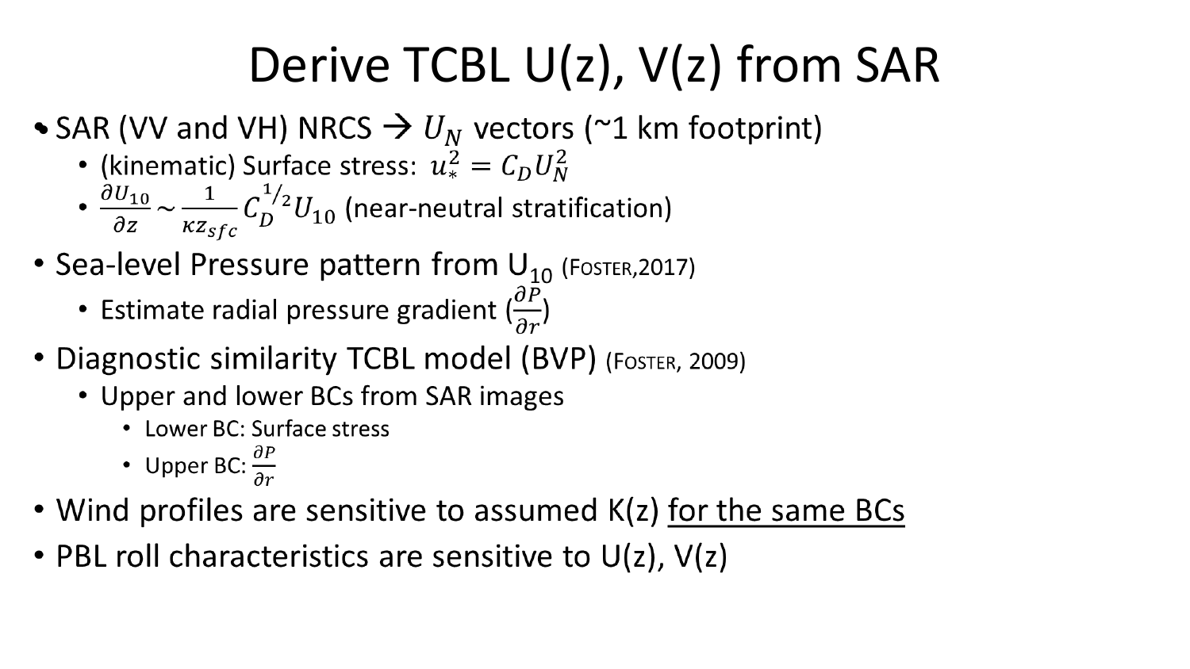# Derive TCBL U(z), V(z) from SAR

- SAR (VV and VH) NRCS → $U_N$ vectors (~1 km footprint)
  - (kinematic) Surface stress: $u_*^2 = C_D U_N^2$
  - $\frac{\partial U_{10}}{\partial z} \sim \frac{1}{\kappa z_{sfc}} C_D^{1/2} U_{10}$ (near-neutral stratification)
- Sea-level Pressure pattern from $U_{10}$ (Foster,2017)
  - Estimate radial pressure gradient ($\frac{\partial P}{\partial r}$)
- Diagnostic similarity TCBL model (BVP) (Foster, 2009)
  - Upper and lower BCs from SAR images
    - Lower BC: Surface stress
    - Upper BC: $\frac{\partial P}{\partial r}$
- Wind profiles are sensitive to assumed K(z) <u>for the same BCs</u>
- PBL roll characteristics are sensitive to U(z), V(z)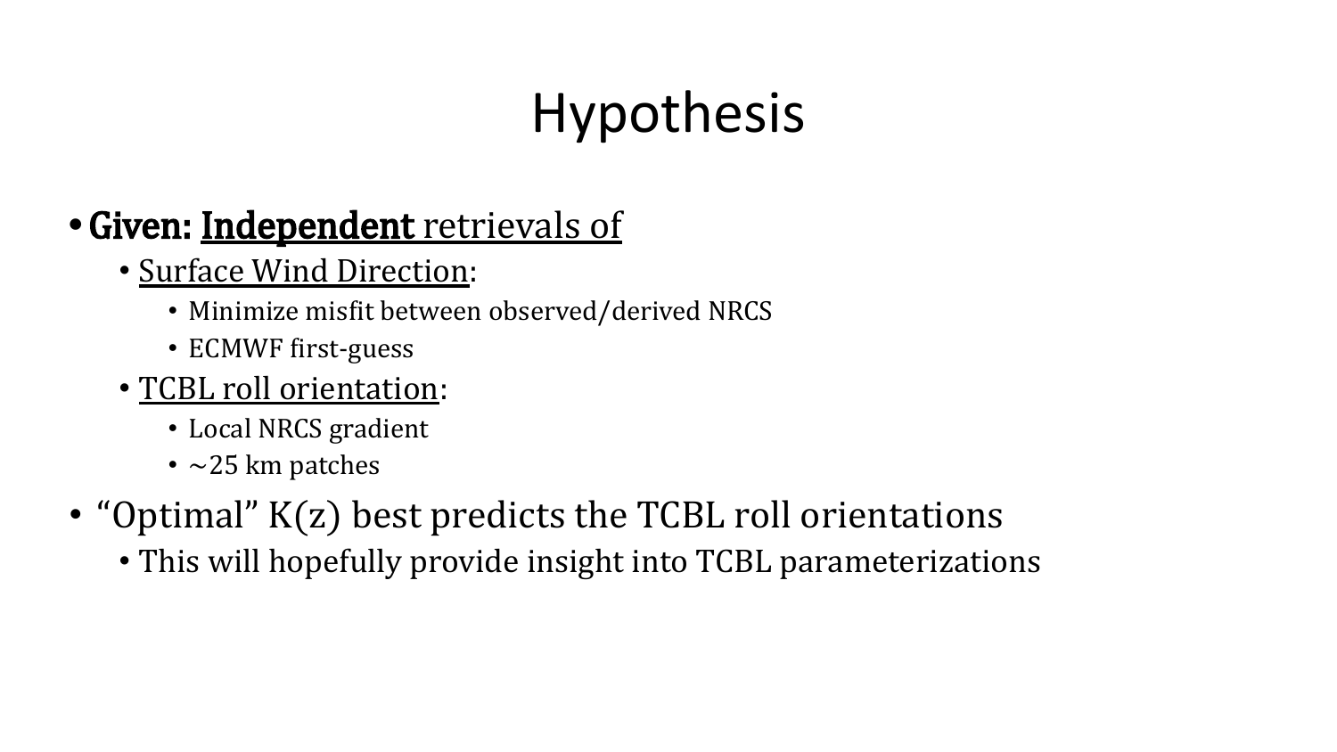# Hypothesis

- **Given:** **Independent** retrievals of
  - Surface Wind Direction:
    - Minimize misfit between observed/derived NRCS
    - ECMWF first-guess
  - TCBL roll orientation:
    - Local NRCS gradient
    - ~25 km patches
- "Optimal" K(z) best predicts the TCBL roll orientations
  - This will hopefully provide insight into TCBL parameterizations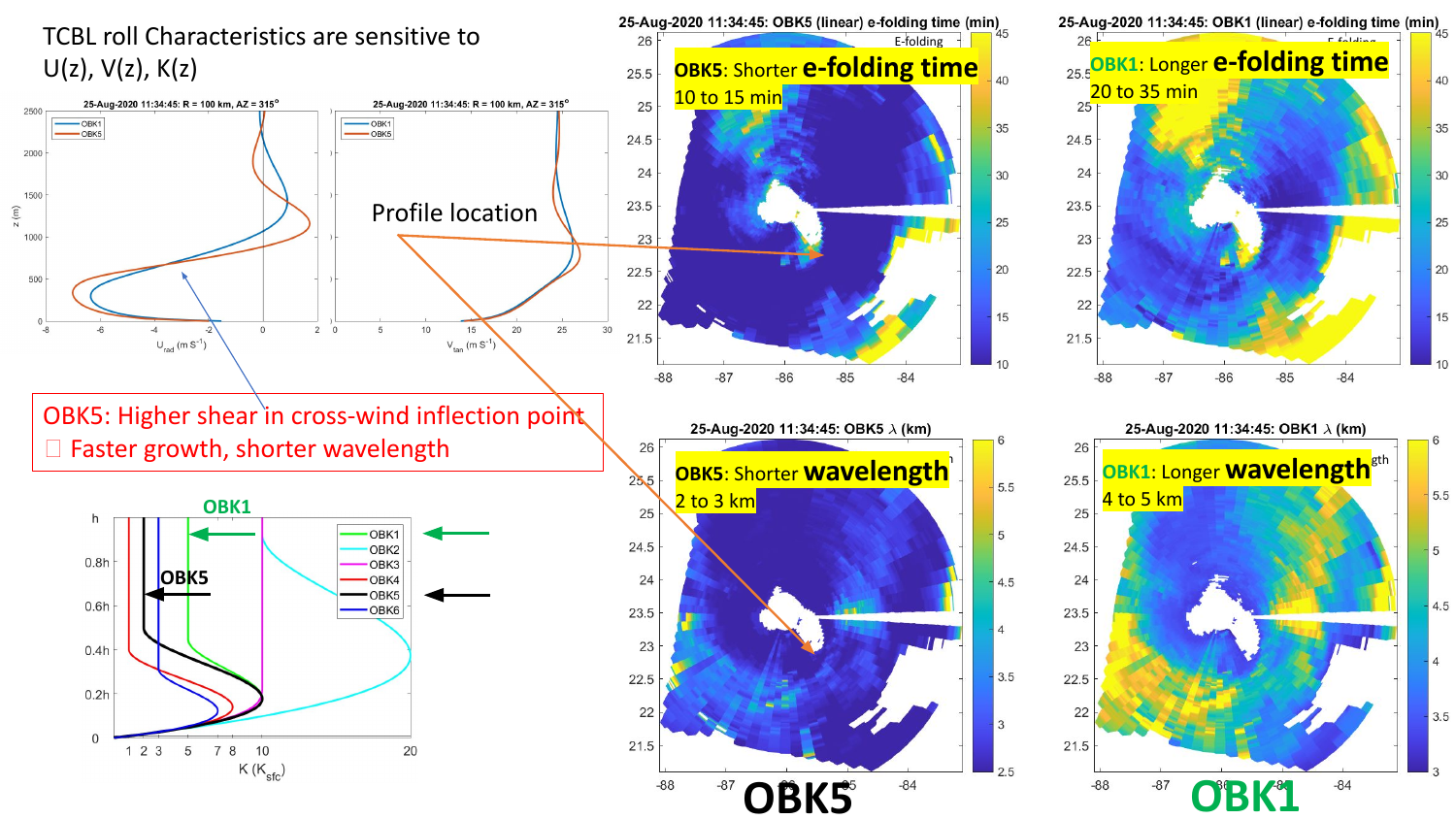# TCBL roll Characteristics are sensitive to U(z), V(z), K(z)

25-Aug-2020 11:34:45: R = 100 km, AZ = 315°

Profile location

OBK5: Higher shear in cross-wind inflection point
 Faster growth, shorter wavelength

25-Aug-2020 11:34:45: OBK5 (linear) e-folding time (min)

**OBK5**: Shorter **e-folding time**
10 to 15 min

25-Aug-2020 11:34:45: OBK1 (linear) e-folding time (min)

**OBK1**: Longer **e-folding time**
20 to 35 min

25-Aug-2020 11:34:45: OBK5 λ (km)

**OBK5**: Shorter **wavelength**
2 to 3 km

25-Aug-2020 11:34:45: OBK1 λ (km)

**OBK1**: Longer **wavelength**
4 to 5 km

**OBK5** **OBK1**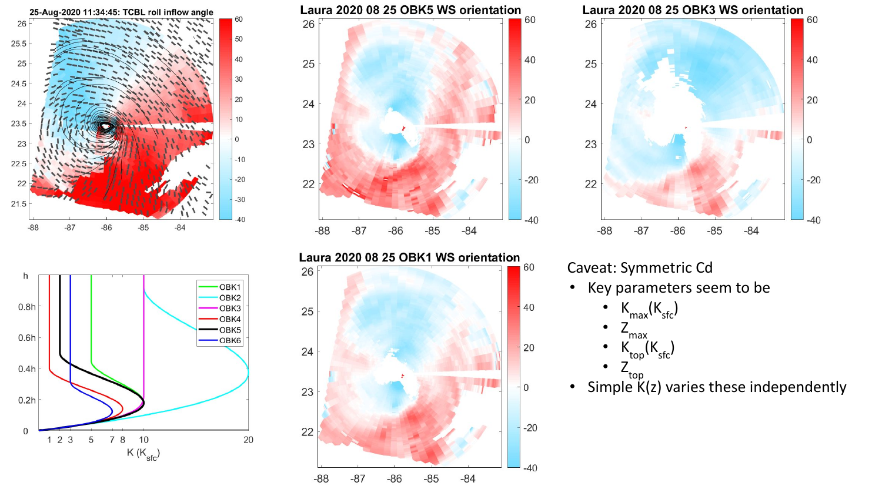25-Aug-2020 11:34:45: TCBL roll inflow angle

Laura 2020 08 25 OBK5 WS orientation

Laura 2020 08 25 OBK3 WS orientation

Laura 2020 08 25 OBK1 WS orientation

Caveat: Symmetric Cd

- Key parameters seem to be
  - $K_{max}(K_{sfc})$
  - $Z_{max}$
  - $K_{top}(K_{sfc})$
  - $Z_{top}$
- Simple K(z) varies these independently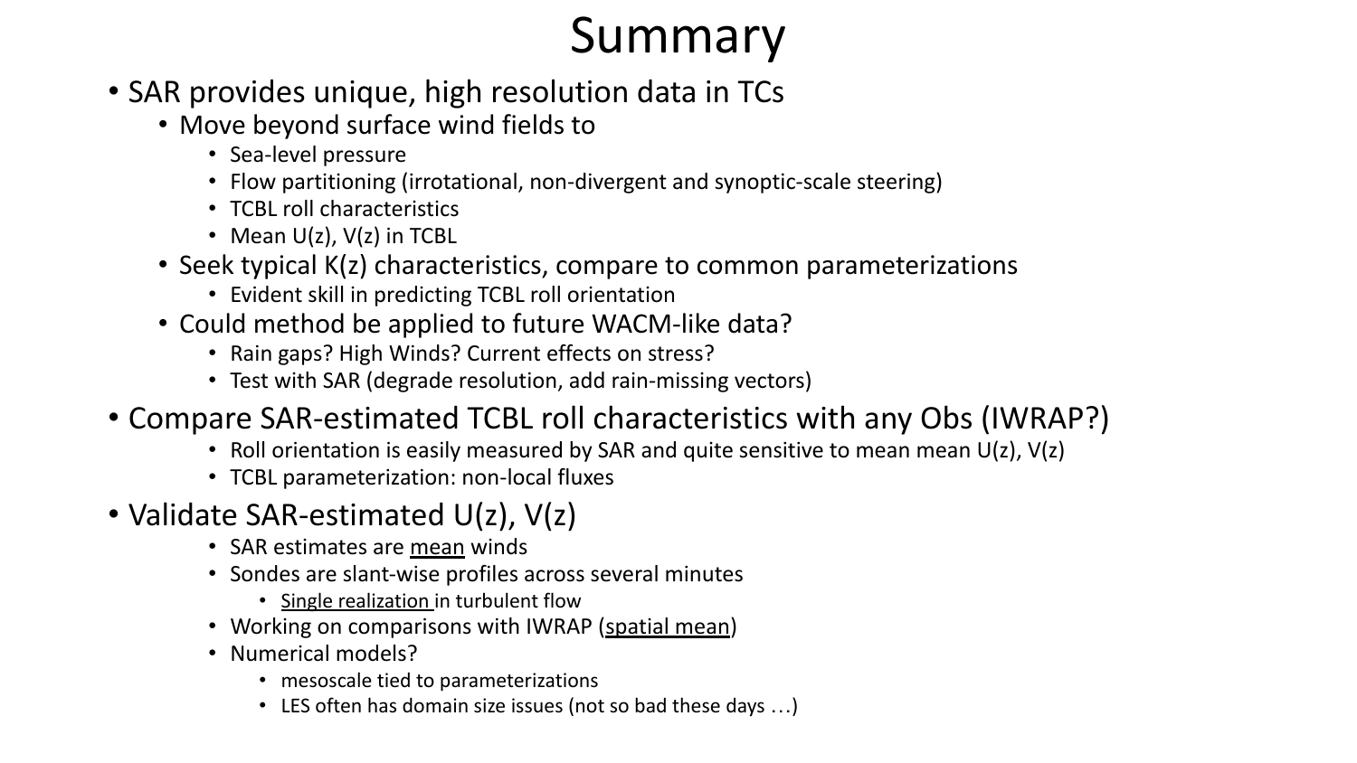# Summary

- SAR provides unique, high resolution data in TCs
  - Move beyond surface wind fields to
    - Sea-level pressure
    - Flow partitioning (irrotational, non-divergent and synoptic-scale steering)
    - TCBL roll characteristics
    - Mean $U(z)$, $V(z)$ in TCBL
  - Seek typical $K(z)$ characteristics, compare to common parameterizations
    - Evident skill in predicting TCBL roll orientation
  - Could method be applied to future WACM-like data?
    - Rain gaps? High Winds? Current effects on stress?
    - Test with SAR (degrade resolution, add rain-missing vectors)
- Compare SAR-estimated TCBL roll characteristics with any Obs (IWRAP?)
  - Roll orientation is easily measured by SAR and quite sensitive to mean mean $U(z)$, $V(z)$
  - TCBL parameterization: non-local fluxes
- Validate SAR-estimated $U(z)$, $V(z)$
  - SAR estimates are <u>mean</u> winds
  - Sondes are slant-wise profiles across several minutes
    - <u>Single realization</u> in turbulent flow
  - Working on comparisons with IWRAP (<u>spatial mean</u>)
  - Numerical models?
    - mesoscale tied to parameterizations
    - LES often has domain size issues (not so bad these days …)